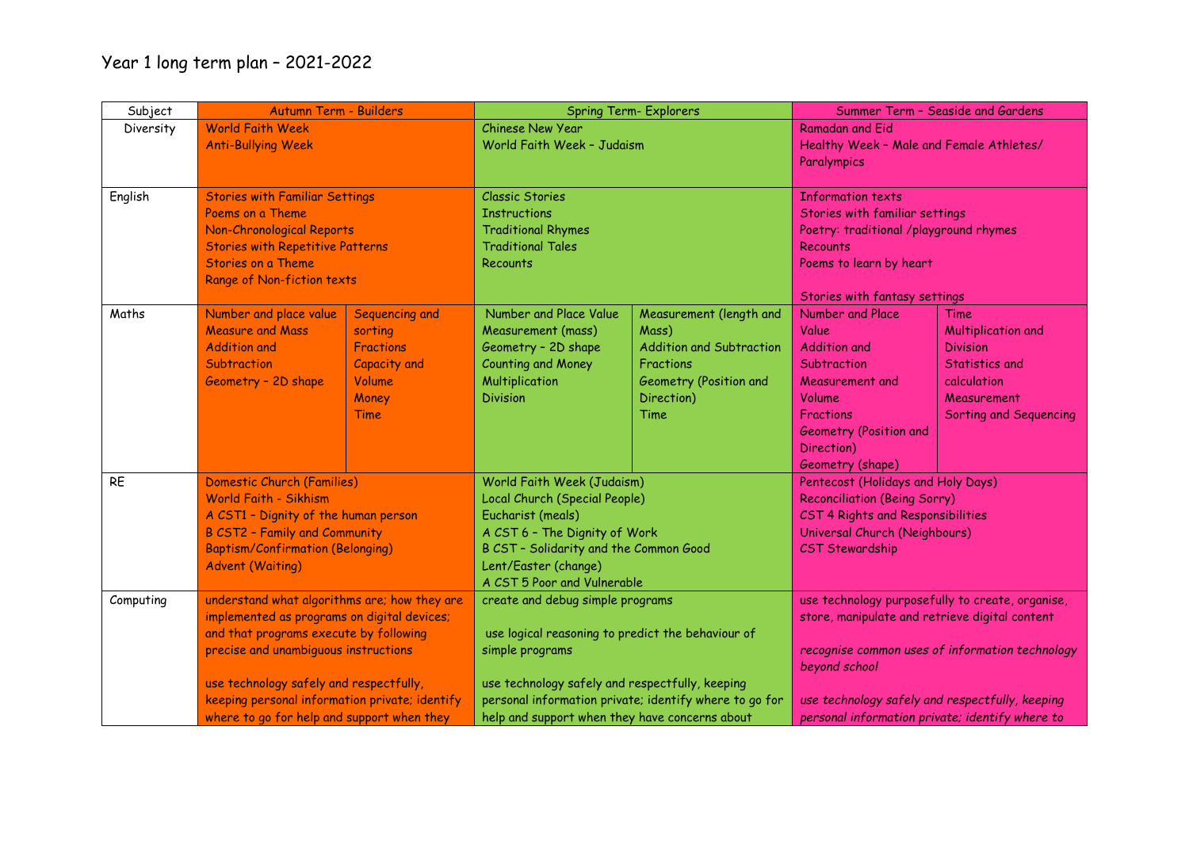# Year 1 long term plan – 2021-2022

| Subject | Autumn Term - Builders | | Spring Term- Explorers | | Summer Term – Seaside and Gardens | |
|---|---|---|---|---|---|---|
| Diversity | World Faith Week<br>Anti-Bullying Week | | Chinese New Year<br>World Faith Week – Judaism | | Ramadan and Eid<br>Healthy Week – Male and Female Athletes/ Paralympics | |
| English | Stories with Familiar Settings<br>Poems on a Theme<br>Non-Chronological Reports<br>Stories with Repetitive Patterns<br>Stories on a Theme<br>Range of Non-fiction texts | | Classic Stories<br>Instructions<br>Traditional Rhymes<br>Traditional Tales<br>Recounts | | Information texts<br>Stories with familiar settings<br>Poetry: traditional /playground rhymes<br>Recounts<br>Poems to learn by heart<br><br>Stories with fantasy settings | |
| Maths | Number and place value<br>Measure and Mass<br>Addition and Subtraction<br>Geometry – 2D shape | Sequencing and sorting<br>Fractions<br>Capacity and Volume<br>Money<br>Time | Number and Place Value<br>Measurement (mass)<br>Geometry – 2D shape<br>Counting and Money<br>Multiplication<br>Division | Measurement (length and Mass)<br>Addition and Subtraction<br>Fractions<br>Geometry (Position and Direction)<br>Time | Number and Place Value<br>Addition and Subtraction<br>Measurement and Volume<br>Fractions<br>Geometry (Position and Direction)<br>Geometry (shape) | Time<br>Multiplication and Division<br>Statistics and calculation<br>Measurement<br>Sorting and Sequencing |
| RE | Domestic Church (Families)<br>World Faith - Sikhism<br>A CST1 – Dignity of the human person<br>B CST2 – Family and Community<br>Baptism/Confirmation (Belonging)<br>Advent (Waiting) | | World Faith Week (Judaism)<br>Local Church (Special People)<br>Eucharist (meals)<br>A CST 6 – The Dignity of Work<br>B CST – Solidarity and the Common Good<br>Lent/Easter (change)<br>A CST 5 Poor and Vulnerable | | Pentecost (Holidays and Holy Days)<br>Reconciliation (Being Sorry)<br>CST 4 Rights and Responsibilities<br>Universal Church (Neighbours)<br>CST Stewardship | |
| Computing | understand what algorithms are; how they are implemented as programs on digital devices; and that programs execute by following precise and unambiguous instructions<br><br>use technology safely and respectfully, keeping personal information private; identify where to go for help and support when they | | create and debug simple programs<br><br>use logical reasoning to predict the behaviour of simple programs<br><br>use technology safely and respectfully, keeping personal information private; identify where to go for help and support when they have concerns about | | use technology purposefully to create, organise, store, manipulate and retrieve digital content<br><br>*recognise common uses of information technology beyond school*<br><br>*use technology safely and respectfully, keeping personal information private; identify where to* | |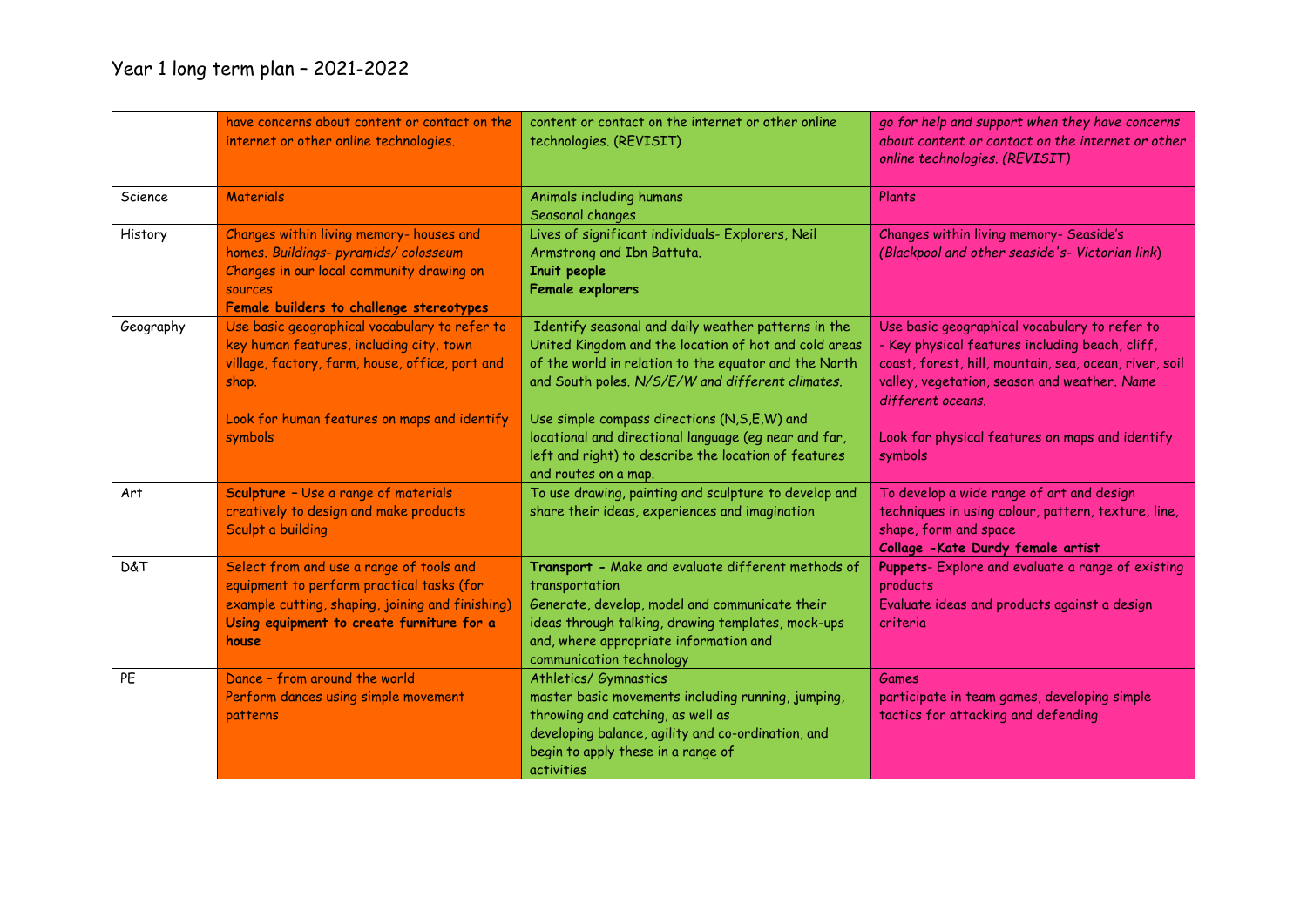# Year 1 long term plan – 2021-2022

| | | | |
|---|---|---|---|
| | have concerns about content or contact on the internet or other online technologies. | content or contact on the internet or other online technologies. (REVISIT) | *go for help and support when they have concerns about content or contact on the internet or other online technologies. (REVISIT)* |
| Science | Materials | Animals including humans<br>Seasonal changes | Plants |
| History | Changes within living memory- houses and homes. *Buildings- pyramids/ colosseum*<br>Changes in our local community drawing on sources<br>**Female builders to challenge stereotypes** | Lives of significant individuals- Explorers, Neil Armstrong and Ibn Battuta.<br>**Inuit people**<br>**Female explorers** | Changes within living memory- Seaside's *(Blackpool and other seaside's- Victorian link*) |
| Geography | Use basic geographical vocabulary to refer to key human features, including city, town village, factory, farm, house, office, port and shop.<br><br>Look for human features on maps and identify symbols | Identify seasonal and daily weather patterns in the United Kingdom and the location of hot and cold areas of the world in relation to the equator and the North and South poles. *N/S/E/W and different climates.*<br><br>Use simple compass directions (N,S,E,W) and locational and directional language (eg near and far, left and right) to describe the location of features and routes on a map. | Use basic geographical vocabulary to refer to<br>- Key physical features including beach, cliff, coast, forest, hill, mountain, sea, ocean, river, soil valley, vegetation, season and weather. *Name different oceans.*<br><br>Look for physical features on maps and identify symbols |
| Art | **Sculpture** – Use a range of materials creatively to design and make products<br>Sculpt a building | To use drawing, painting and sculpture to develop and share their ideas, experiences and imagination | To develop a wide range of art and design techniques in using colour, pattern, texture, line, shape, form and space<br>**Collage -Kate Durdy female artist** |
| D&T | Select from and use a range of tools and equipment to perform practical tasks (for example cutting, shaping, joining and finishing)<br>**Using equipment to create furniture for a house** | **Transport** – Make and evaluate different methods of transportation<br>Generate, develop, model and communicate their ideas through talking, drawing templates, mock-ups and, where appropriate information and communication technology | **Puppets**- Explore and evaluate a range of existing products<br>Evaluate ideas and products against a design criteria |
| PE | Dance – from around the world<br>Perform dances using simple movement patterns | Athletics/ Gymnastics<br>master basic movements including running, jumping, throwing and catching, as well as developing balance, agility and co-ordination, and begin to apply these in a range of activities | Games<br>participate in team games, developing simple tactics for attacking and defending |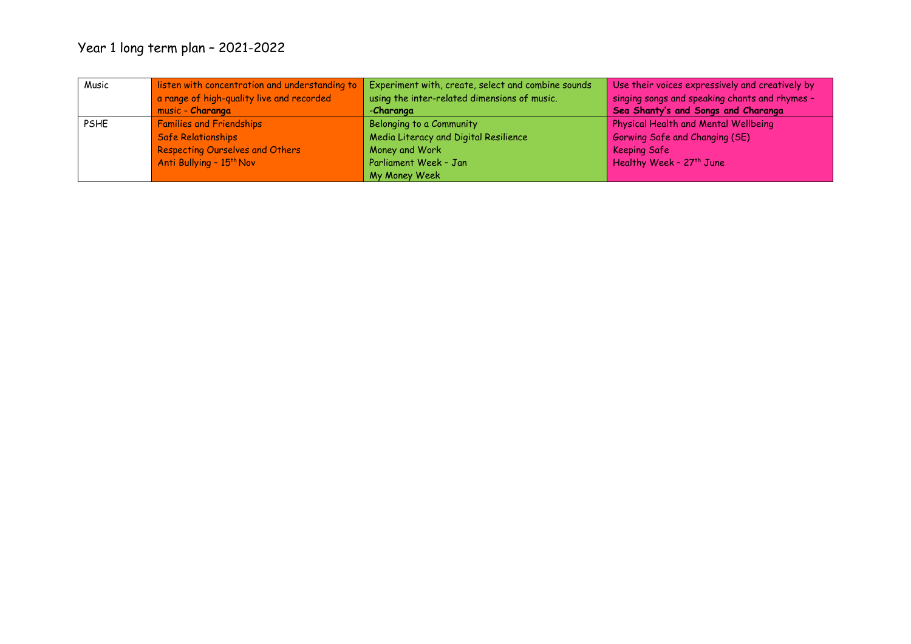Year 1 long term plan – 2021-2022

| | | | |
|---|---|---|---|
| Music | listen with concentration and understanding to a range of high-quality live and recorded music - **Charanga** | Experiment with, create, select and combine sounds using the inter-related dimensions of music. -**Charanga** | Use their voices expressively and creatively by singing songs and speaking chants and rhymes – **Sea Shanty's and Songs and Charanga** |
| PSHE | Families and Friendships<br>Safe Relationships<br>Respecting Ourselves and Others<br>Anti Bullying – 15th Nov | Belonging to a Community<br>Media Literacy and Digital Resilience<br>Money and Work<br>Parliament Week – Jan<br>My Money Week | Physical Health and Mental Wellbeing<br>Gorwing Safe and Changing (SE)<br>Keeping Safe<br>Healthy Week – 27th June |